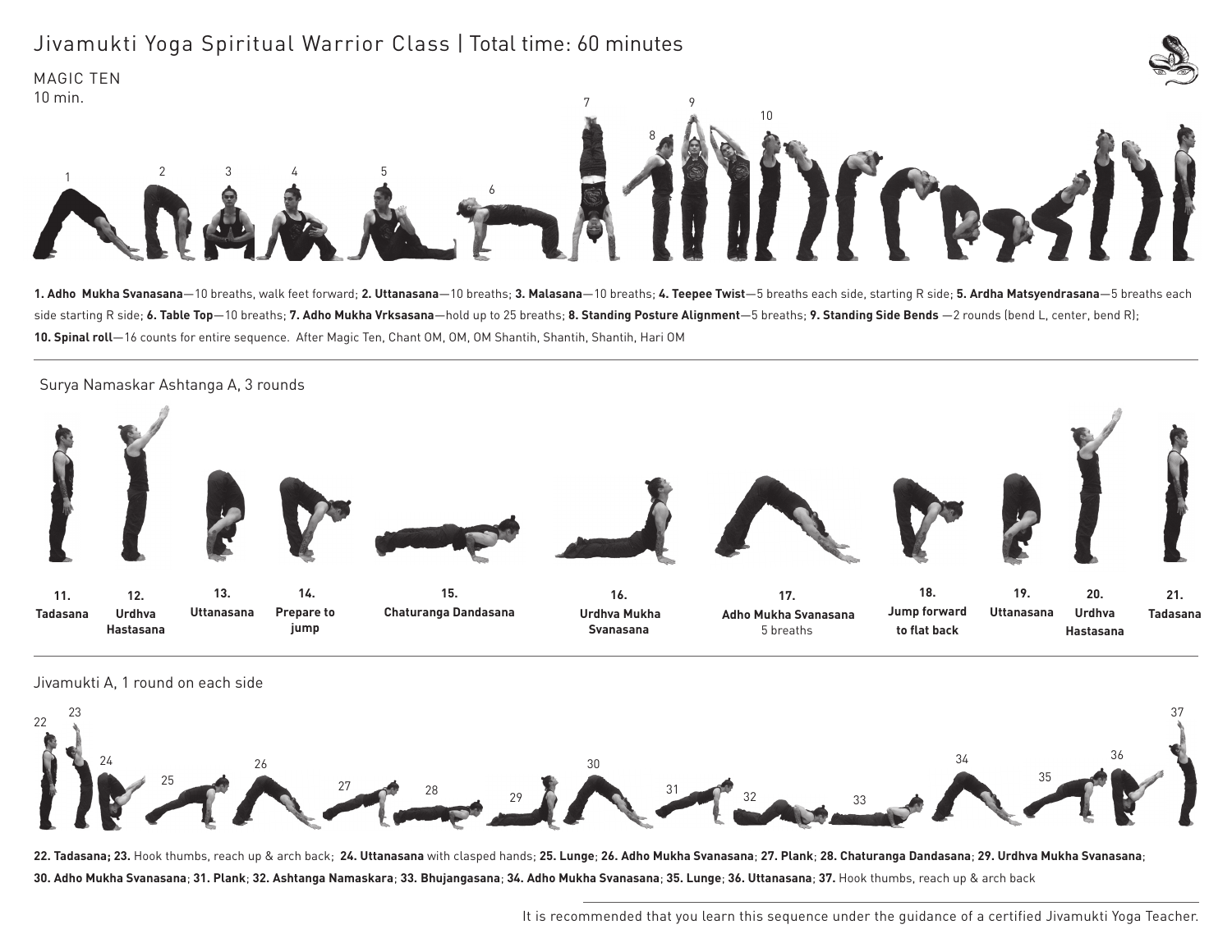# Jivamukti Yoga Spiritual Warrior Class | Total time: 60 minutes

## MAGIC TEN

10 min.

**1. Adho Mukha Svanasana**—10 breaths, walk feet forward; **2. Uttanasana**—10 breaths; **3. Malasana**—10 breaths; **4. Teepee Twist**—5 breaths each side, starting R side; **5. Ardha Matsyendrasana**—5 breaths each side starting R side; **6. Table Top**—10 breaths; **7. Adho Mukha Vrksasana**—hold up to 25 breaths; **8. Standing Posture Alignment**—5 breaths; **9. Standing Side Bends** —2 rounds (bend L, center, bend R); **10. Spinal roll**—16 counts for entire sequence. After Magic Ten, Chant OM, OM, OM Shantih, Shantih, Shantih, Hari OM

---

## Surya Namaskar Ashtanga A, 3 rounds

**11. Tadasana**

**12. Urdhva Hastasana**

**13. Uttanasana**

**14. Prepare to jump**

**15. Chaturanga Dandasana**

**16. Urdhva Mukha Svanasana**

**17. Adho Mukha Svanasana** 5 breaths

**18. Jump forward to flat back**

**19. Uttanasana**

**20. Urdhva Hastasana**

**21. Tadasana**

---

## Jivamukti A, 1 round on each side

**22. Tadasana; 23.** Hook thumbs, reach up & arch back; **24. Uttanasana** with clasped hands; **25. Lunge**; **26. Adho Mukha Svanasana**; **27. Plank**; **28. Chaturanga Dandasana**; **29. Urdhva Mukha Svanasana**; **30. Adho Mukha Svanasana**; **31. Plank**; **32. Ashtanga Namaskara**; **33. Bhujangasana**; **34. Adho Mukha Svanasana**; **35. Lunge**; **36. Uttanasana**; **37.** Hook thumbs, reach up & arch back

---

It is recommended that you learn this sequence under the guidance of a certified Jivamukti Yoga Teacher.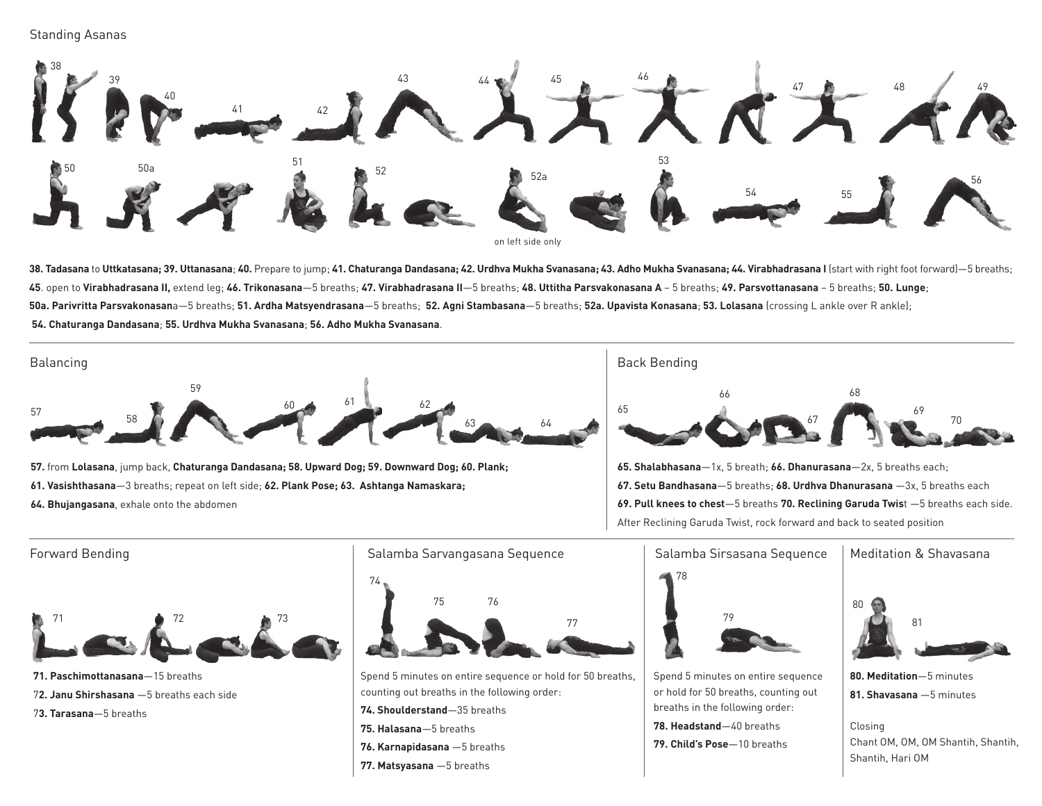## Standing Asanas

38 39 40 41 42 43 44 45 46 47 48 49

50 50a 51 52 52a 53 54 55 56

on left side only

**38. Tadasana** to **Uttkatasana; 39. Uttanasana**; **40.** Prepare to jump; **41. Chaturanga Dandasana; 42. Urdhva Mukha Svanasana; 43. Adho Mukha Svanasana; 44. Virabhadrasana I** (start with right foot forward)—5 breaths; **45**. open to **Virabhadrasana II,** extend leg; **46. Trikonasana**—5 breaths; **47. Virabhadrasana II**—5 breaths; **48. Uttitha Parsvakonasana A** – 5 breaths; **49. Parsvottanasana** – 5 breaths; **50. Lunge**; **50a. Parivritta Parsvakonasan**a—5 breaths; **51. Ardha Matsyendrasana**—5 breaths; **52. Agni Stambasana**—5 breaths; **52a. Upavista Konasana**; **53. Lolasana** (crossing L ankle over R ankle); **54. Chaturanga Dandasana**; **55. Urdhva Mukha Svanasana**; **56. Adho Mukha Svanasana**.

## Balancing

57 58 59 60 61 62 63 64

**57.** from **Lolasana**, jump back, **Chaturanga Dandasana; 58. Upward Dog; 59. Downward Dog; 60. Plank;**
**61. Vasishthasana**—3 breaths; repeat on left side; **62. Plank Pose; 63. Ashtanga Namaskara;**
**64. Bhujangasana**, exhale onto the abdomen

## Back Bending

65 66 67 68 69 70

**65. Shalabhasana**—1x, 5 breath; **66. Dhanurasana**—2x, 5 breaths each;
**67. Setu Bandhasana**—5 breaths; **68. Urdhva Dhanurasana** —3x, 5 breaths each
**69. Pull knees to chest**—5 breaths **70. Reclining Garuda Twis**t —5 breaths each side.
After Reclining Garuda Twist, rock forward and back to seated position

## Forward Bending

71 72 73

**71. Paschimottanasana**—15 breaths
7**2. Janu Shirshasana** —5 breaths each side
7**3. Tarasana**—5 breaths

## Salamba Sarvangasana Sequence

74 75 76 77

Spend 5 minutes on entire sequence or hold for 50 breaths, counting out breaths in the following order:

**74. Shoulderstand**—35 breaths
**75. Halasana**—5 breaths
**76. Karnapidasana** —5 breaths
**77. Matsyasana** —5 breaths

## Salamba Sirsasana Sequence

78 79

Spend 5 minutes on entire sequence or hold for 50 breaths, counting out breaths in the following order:

**78. Headstand**—40 breaths
**79. Child's Pose**—10 breaths

## Meditation & Shavasana

80 81

**80. Meditation**—5 minutes
**81. Shavasana** —5 minutes

Closing
Chant OM, OM, OM Shantih, Shantih, Shantih, Hari OM